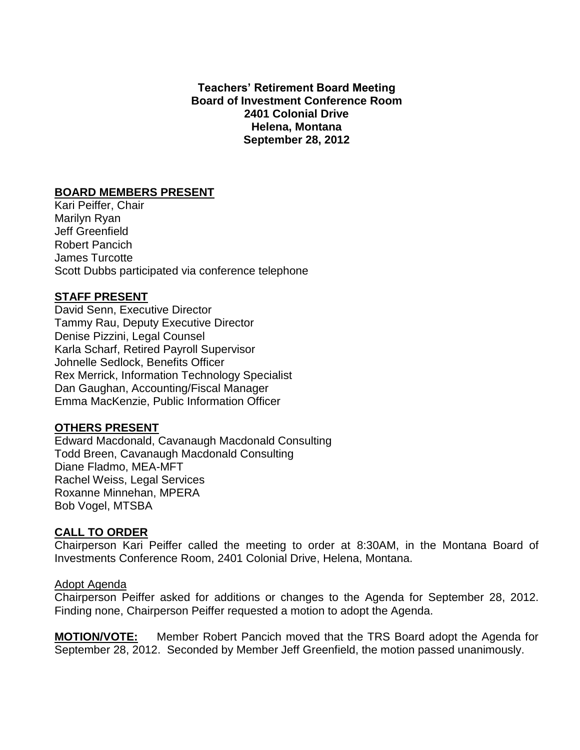**Teachers' Retirement Board Meeting**
**Board of Investment Conference Room**
**2401 Colonial Drive**
**Helena, Montana**
**September 28, 2012**

## BOARD MEMBERS PRESENT

Kari Peiffer, Chair
Marilyn Ryan
Jeff Greenfield
Robert Pancich
James Turcotte
Scott Dubbs participated via conference telephone

## STAFF PRESENT

David Senn, Executive Director
Tammy Rau, Deputy Executive Director
Denise Pizzini, Legal Counsel
Karla Scharf, Retired Payroll Supervisor
Johnelle Sedlock, Benefits Officer
Rex Merrick, Information Technology Specialist
Dan Gaughan, Accounting/Fiscal Manager
Emma MacKenzie, Public Information Officer

## OTHERS PRESENT

Edward Macdonald, Cavanaugh Macdonald Consulting
Todd Breen, Cavanaugh Macdonald Consulting
Diane Fladmo, MEA-MFT
Rachel Weiss, Legal Services
Roxanne Minnehan, MPERA
Bob Vogel, MTSBA

## CALL TO ORDER

Chairperson Kari Peiffer called the meeting to order at 8:30AM, in the Montana Board of Investments Conference Room, 2401 Colonial Drive, Helena, Montana.

Adopt Agenda

Chairperson Peiffer asked for additions or changes to the Agenda for September 28, 2012. Finding none, Chairperson Peiffer requested a motion to adopt the Agenda.

**MOTION/VOTE:** Member Robert Pancich moved that the TRS Board adopt the Agenda for September 28, 2012. Seconded by Member Jeff Greenfield, the motion passed unanimously.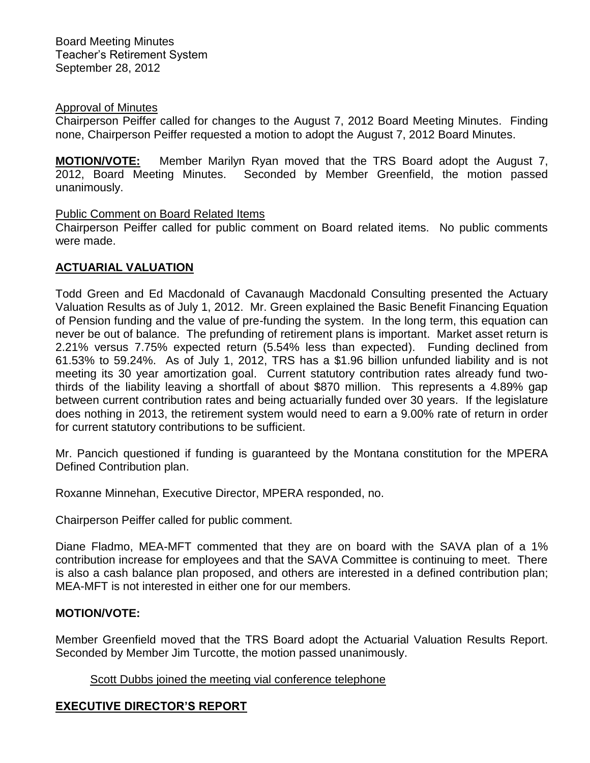Approval of Minutes

Chairperson Peiffer called for changes to the August 7, 2012 Board Meeting Minutes. Finding none, Chairperson Peiffer requested a motion to adopt the August 7, 2012 Board Minutes.

**MOTION/VOTE:** Member Marilyn Ryan moved that the TRS Board adopt the August 7, 2012, Board Meeting Minutes. Seconded by Member Greenfield, the motion passed unanimously.

Public Comment on Board Related Items

Chairperson Peiffer called for public comment on Board related items. No public comments were made.

## ACTUARIAL VALUATION

Todd Green and Ed Macdonald of Cavanaugh Macdonald Consulting presented the Actuary Valuation Results as of July 1, 2012. Mr. Green explained the Basic Benefit Financing Equation of Pension funding and the value of pre-funding the system. In the long term, this equation can never be out of balance. The prefunding of retirement plans is important. Market asset return is 2.21% versus 7.75% expected return (5.54% less than expected). Funding declined from 61.53% to 59.24%. As of July 1, 2012, TRS has a $1.96 billion unfunded liability and is not meeting its 30 year amortization goal. Current statutory contribution rates already fund two-thirds of the liability leaving a shortfall of about $870 million. This represents a 4.89% gap between current contribution rates and being actuarially funded over 30 years. If the legislature does nothing in 2013, the retirement system would need to earn a 9.00% rate of return in order for current statutory contributions to be sufficient.

Mr. Pancich questioned if funding is guaranteed by the Montana constitution for the MPERA Defined Contribution plan.

Roxanne Minnehan, Executive Director, MPERA responded, no.

Chairperson Peiffer called for public comment.

Diane Fladmo, MEA-MFT commented that they are on board with the SAVA plan of a 1% contribution increase for employees and that the SAVA Committee is continuing to meet. There is also a cash balance plan proposed, and others are interested in a defined contribution plan; MEA-MFT is not interested in either one for our members.

**MOTION/VOTE:**

Member Greenfield moved that the TRS Board adopt the Actuarial Valuation Results Report. Seconded by Member Jim Turcotte, the motion passed unanimously.

Scott Dubbs joined the meeting vial conference telephone

## EXECUTIVE DIRECTOR'S REPORT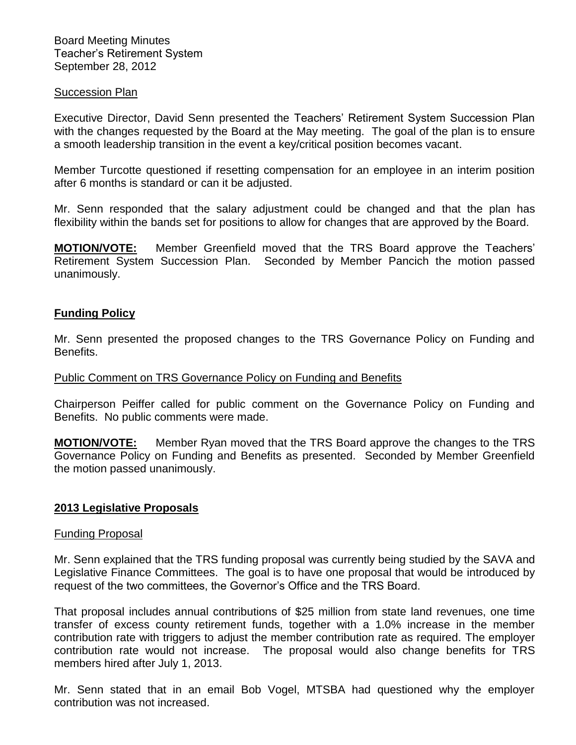Succession Plan

Executive Director, David Senn presented the Teachers' Retirement System Succession Plan with the changes requested by the Board at the May meeting. The goal of the plan is to ensure a smooth leadership transition in the event a key/critical position becomes vacant.

Member Turcotte questioned if resetting compensation for an employee in an interim position after 6 months is standard or can it be adjusted.

Mr. Senn responded that the salary adjustment could be changed and that the plan has flexibility within the bands set for positions to allow for changes that are approved by the Board.

**MOTION/VOTE:** Member Greenfield moved that the TRS Board approve the Teachers' Retirement System Succession Plan. Seconded by Member Pancich the motion passed unanimously.

## Funding Policy

Mr. Senn presented the proposed changes to the TRS Governance Policy on Funding and Benefits.

Public Comment on TRS Governance Policy on Funding and Benefits

Chairperson Peiffer called for public comment on the Governance Policy on Funding and Benefits. No public comments were made.

**MOTION/VOTE:** Member Ryan moved that the TRS Board approve the changes to the TRS Governance Policy on Funding and Benefits as presented. Seconded by Member Greenfield the motion passed unanimously.

## 2013 Legislative Proposals

Funding Proposal

Mr. Senn explained that the TRS funding proposal was currently being studied by the SAVA and Legislative Finance Committees. The goal is to have one proposal that would be introduced by request of the two committees, the Governor's Office and the TRS Board.

That proposal includes annual contributions of $25 million from state land revenues, one time transfer of excess county retirement funds, together with a 1.0% increase in the member contribution rate with triggers to adjust the member contribution rate as required. The employer contribution rate would not increase. The proposal would also change benefits for TRS members hired after July 1, 2013.

Mr. Senn stated that in an email Bob Vogel, MTSBA had questioned why the employer contribution was not increased.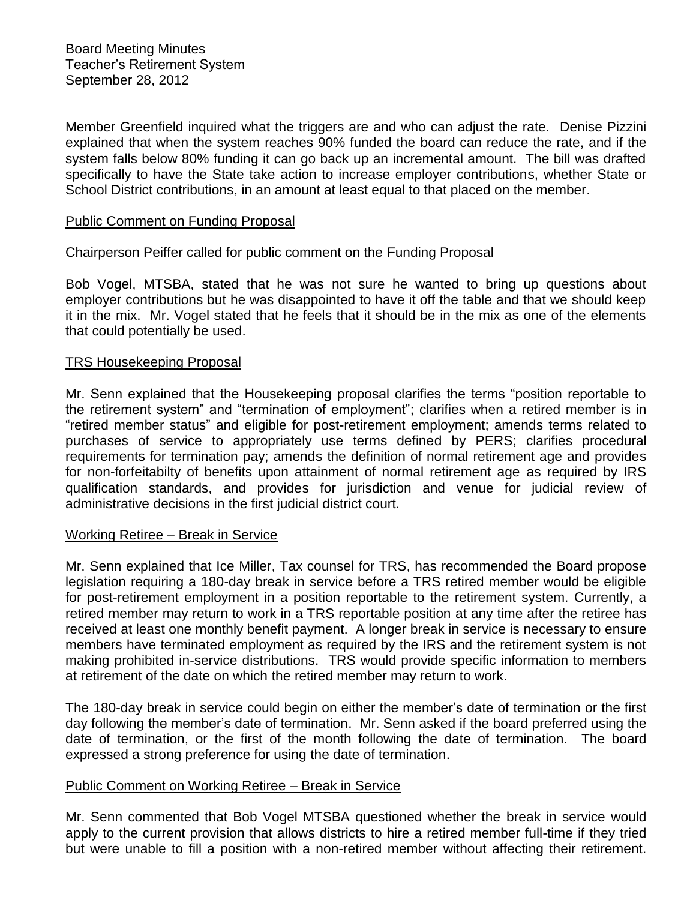Member Greenfield inquired what the triggers are and who can adjust the rate. Denise Pizzini explained that when the system reaches 90% funded the board can reduce the rate, and if the system falls below 80% funding it can go back up an incremental amount. The bill was drafted specifically to have the State take action to increase employer contributions, whether State or School District contributions, in an amount at least equal to that placed on the member.

<u>Public Comment on Funding Proposal</u>

Chairperson Peiffer called for public comment on the Funding Proposal

Bob Vogel, MTSBA, stated that he was not sure he wanted to bring up questions about employer contributions but he was disappointed to have it off the table and that we should keep it in the mix. Mr. Vogel stated that he feels that it should be in the mix as one of the elements that could potentially be used.

<u>TRS Housekeeping Proposal</u>

Mr. Senn explained that the Housekeeping proposal clarifies the terms "position reportable to the retirement system" and "termination of employment"; clarifies when a retired member is in "retired member status" and eligible for post-retirement employment; amends terms related to purchases of service to appropriately use terms defined by PERS; clarifies procedural requirements for termination pay; amends the definition of normal retirement age and provides for non-forfeitabilty of benefits upon attainment of normal retirement age as required by IRS qualification standards, and provides for jurisdiction and venue for judicial review of administrative decisions in the first judicial district court.

<u>Working Retiree – Break in Service</u>

Mr. Senn explained that Ice Miller, Tax counsel for TRS, has recommended the Board propose legislation requiring a 180-day break in service before a TRS retired member would be eligible for post-retirement employment in a position reportable to the retirement system. Currently, a retired member may return to work in a TRS reportable position at any time after the retiree has received at least one monthly benefit payment. A longer break in service is necessary to ensure members have terminated employment as required by the IRS and the retirement system is not making prohibited in-service distributions. TRS would provide specific information to members at retirement of the date on which the retired member may return to work.

The 180-day break in service could begin on either the member's date of termination or the first day following the member's date of termination. Mr. Senn asked if the board preferred using the date of termination, or the first of the month following the date of termination. The board expressed a strong preference for using the date of termination.

<u>Public Comment on Working Retiree – Break in Service</u>

Mr. Senn commented that Bob Vogel MTSBA questioned whether the break in service would apply to the current provision that allows districts to hire a retired member full-time if they tried but were unable to fill a position with a non-retired member without affecting their retirement.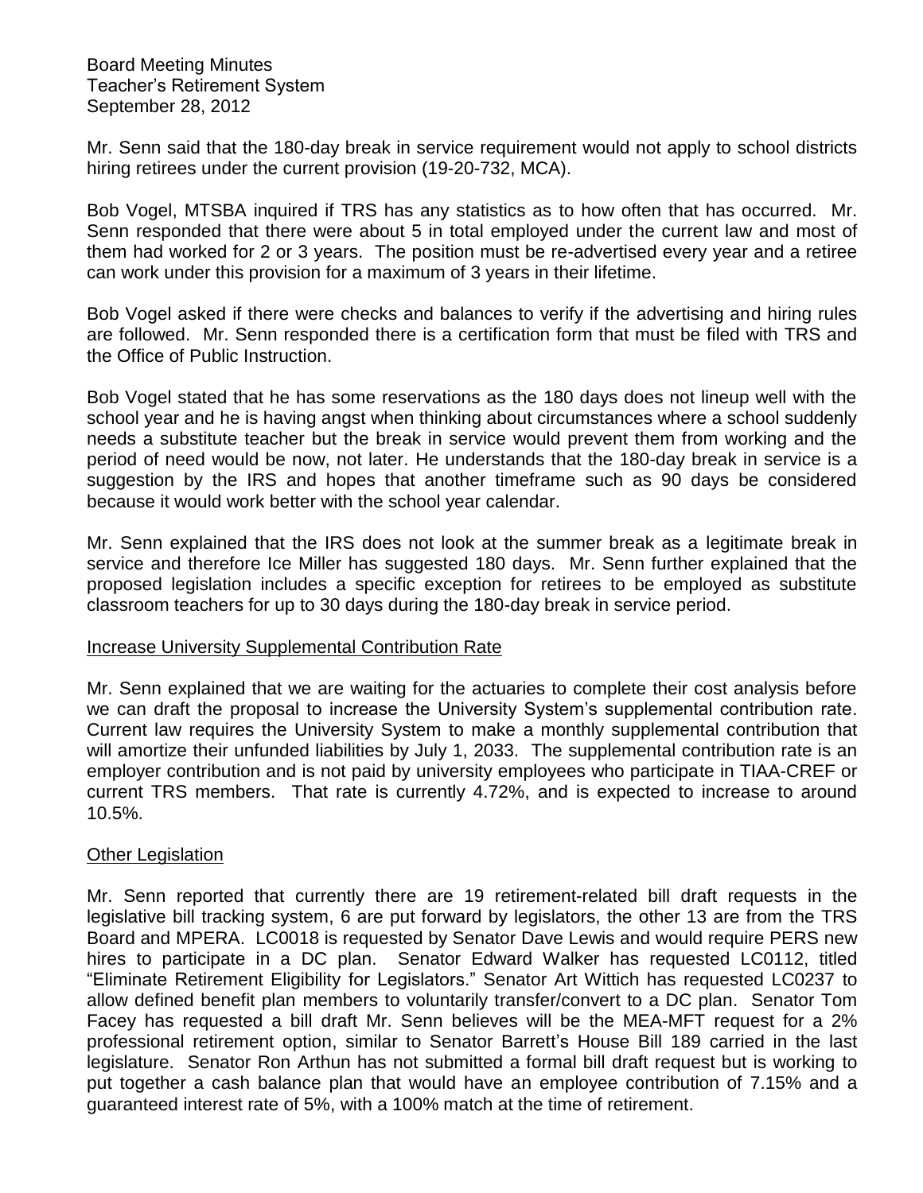Mr. Senn said that the 180-day break in service requirement would not apply to school districts hiring retirees under the current provision (19-20-732, MCA).

Bob Vogel, MTSBA inquired if TRS has any statistics as to how often that has occurred. Mr. Senn responded that there were about 5 in total employed under the current law and most of them had worked for 2 or 3 years. The position must be re-advertised every year and a retiree can work under this provision for a maximum of 3 years in their lifetime.

Bob Vogel asked if there were checks and balances to verify if the advertising and hiring rules are followed. Mr. Senn responded there is a certification form that must be filed with TRS and the Office of Public Instruction.

Bob Vogel stated that he has some reservations as the 180 days does not lineup well with the school year and he is having angst when thinking about circumstances where a school suddenly needs a substitute teacher but the break in service would prevent them from working and the period of need would be now, not later. He understands that the 180-day break in service is a suggestion by the IRS and hopes that another timeframe such as 90 days be considered because it would work better with the school year calendar.

Mr. Senn explained that the IRS does not look at the summer break as a legitimate break in service and therefore Ice Miller has suggested 180 days. Mr. Senn further explained that the proposed legislation includes a specific exception for retirees to be employed as substitute classroom teachers for up to 30 days during the 180-day break in service period.

Increase University Supplemental Contribution Rate

Mr. Senn explained that we are waiting for the actuaries to complete their cost analysis before we can draft the proposal to increase the University System's supplemental contribution rate. Current law requires the University System to make a monthly supplemental contribution that will amortize their unfunded liabilities by July 1, 2033. The supplemental contribution rate is an employer contribution and is not paid by university employees who participate in TIAA-CREF or current TRS members. That rate is currently 4.72%, and is expected to increase to around 10.5%.

Other Legislation

Mr. Senn reported that currently there are 19 retirement-related bill draft requests in the legislative bill tracking system, 6 are put forward by legislators, the other 13 are from the TRS Board and MPERA. LC0018 is requested by Senator Dave Lewis and would require PERS new hires to participate in a DC plan. Senator Edward Walker has requested LC0112, titled "Eliminate Retirement Eligibility for Legislators." Senator Art Wittich has requested LC0237 to allow defined benefit plan members to voluntarily transfer/convert to a DC plan. Senator Tom Facey has requested a bill draft Mr. Senn believes will be the MEA-MFT request for a 2% professional retirement option, similar to Senator Barrett's House Bill 189 carried in the last legislature. Senator Ron Arthun has not submitted a formal bill draft request but is working to put together a cash balance plan that would have an employee contribution of 7.15% and a guaranteed interest rate of 5%, with a 100% match at the time of retirement.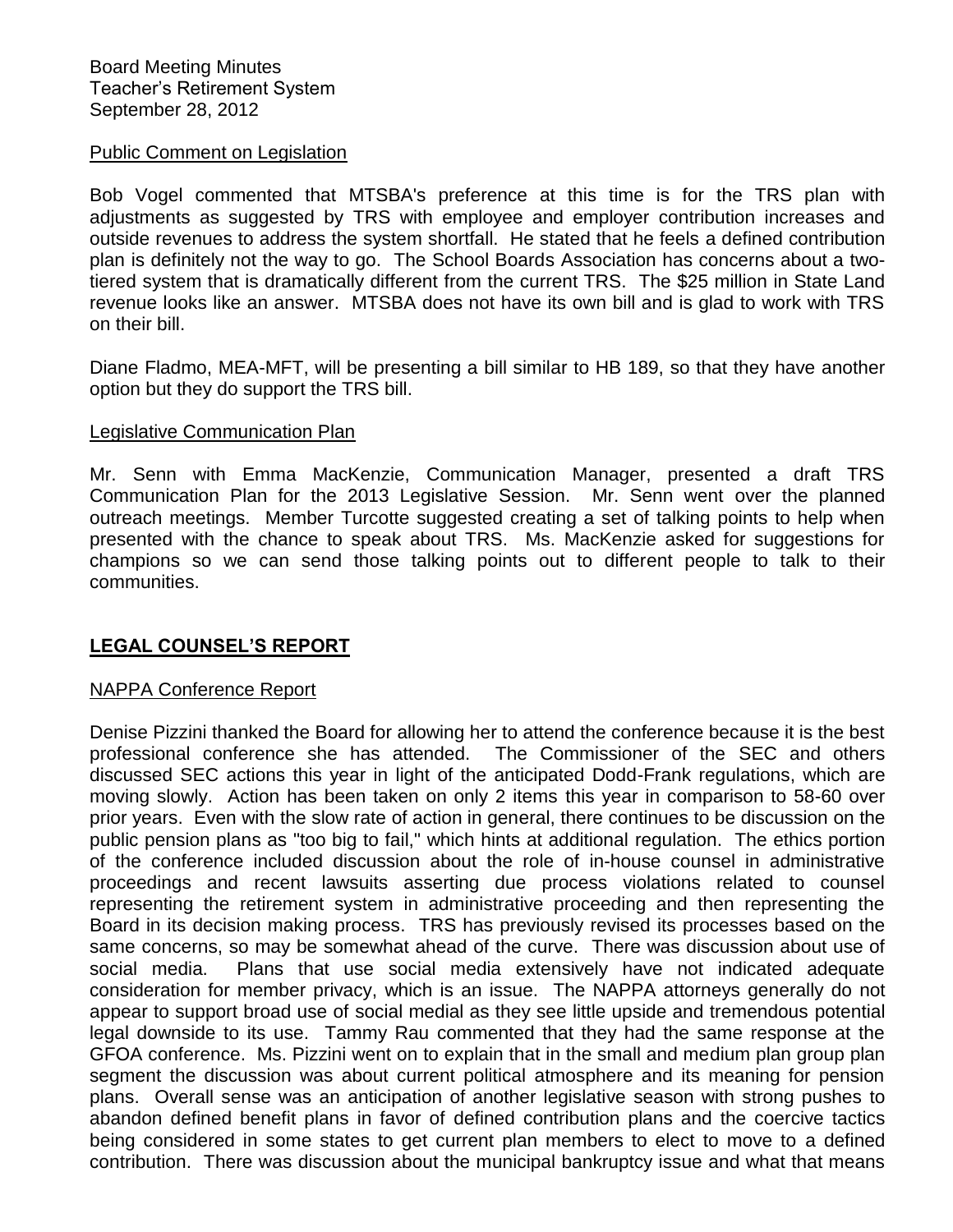Board Meeting Minutes
Teacher's Retirement System
September 28, 2012

Public Comment on Legislation

Bob Vogel commented that MTSBA's preference at this time is for the TRS plan with adjustments as suggested by TRS with employee and employer contribution increases and outside revenues to address the system shortfall. He stated that he feels a defined contribution plan is definitely not the way to go. The School Boards Association has concerns about a two-tiered system that is dramatically different from the current TRS. The $25 million in State Land revenue looks like an answer. MTSBA does not have its own bill and is glad to work with TRS on their bill.

Diane Fladmo, MEA-MFT, will be presenting a bill similar to HB 189, so that they have another option but they do support the TRS bill.

Legislative Communication Plan

Mr. Senn with Emma MacKenzie, Communication Manager, presented a draft TRS Communication Plan for the 2013 Legislative Session. Mr. Senn went over the planned outreach meetings. Member Turcotte suggested creating a set of talking points to help when presented with the chance to speak about TRS. Ms. MacKenzie asked for suggestions for champions so we can send those talking points out to different people to talk to their communities.

## LEGAL COUNSEL'S REPORT

NAPPA Conference Report

Denise Pizzini thanked the Board for allowing her to attend the conference because it is the best professional conference she has attended. The Commissioner of the SEC and others discussed SEC actions this year in light of the anticipated Dodd-Frank regulations, which are moving slowly. Action has been taken on only 2 items this year in comparison to 58-60 over prior years. Even with the slow rate of action in general, there continues to be discussion on the public pension plans as "too big to fail," which hints at additional regulation. The ethics portion of the conference included discussion about the role of in-house counsel in administrative proceedings and recent lawsuits asserting due process violations related to counsel representing the retirement system in administrative proceeding and then representing the Board in its decision making process. TRS has previously revised its processes based on the same concerns, so may be somewhat ahead of the curve. There was discussion about use of social media. Plans that use social media extensively have not indicated adequate consideration for member privacy, which is an issue. The NAPPA attorneys generally do not appear to support broad use of social medial as they see little upside and tremendous potential legal downside to its use. Tammy Rau commented that they had the same response at the GFOA conference. Ms. Pizzini went on to explain that in the small and medium plan group plan segment the discussion was about current political atmosphere and its meaning for pension plans. Overall sense was an anticipation of another legislative season with strong pushes to abandon defined benefit plans in favor of defined contribution plans and the coercive tactics being considered in some states to get current plan members to elect to move to a defined contribution. There was discussion about the municipal bankruptcy issue and what that means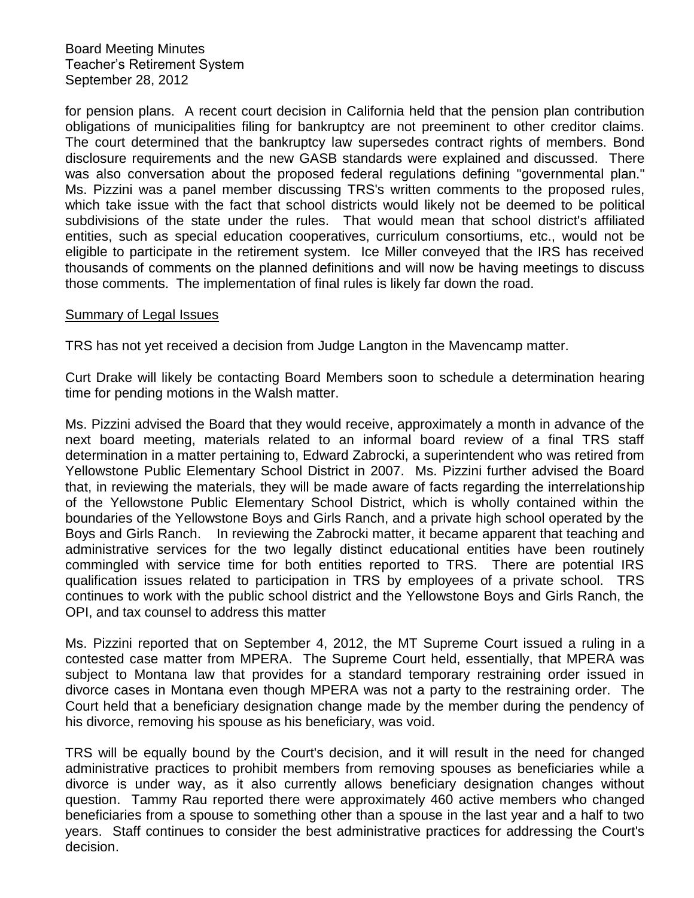for pension plans. A recent court decision in California held that the pension plan contribution obligations of municipalities filing for bankruptcy are not preeminent to other creditor claims. The court determined that the bankruptcy law supersedes contract rights of members. Bond disclosure requirements and the new GASB standards were explained and discussed. There was also conversation about the proposed federal regulations defining "governmental plan." Ms. Pizzini was a panel member discussing TRS's written comments to the proposed rules, which take issue with the fact that school districts would likely not be deemed to be political subdivisions of the state under the rules. That would mean that school district's affiliated entities, such as special education cooperatives, curriculum consortiums, etc., would not be eligible to participate in the retirement system. Ice Miller conveyed that the IRS has received thousands of comments on the planned definitions and will now be having meetings to discuss those comments. The implementation of final rules is likely far down the road.

<u>Summary of Legal Issues</u>

TRS has not yet received a decision from Judge Langton in the Mavencamp matter.

Curt Drake will likely be contacting Board Members soon to schedule a determination hearing time for pending motions in the Walsh matter.

Ms. Pizzini advised the Board that they would receive, approximately a month in advance of the next board meeting, materials related to an informal board review of a final TRS staff determination in a matter pertaining to, Edward Zabrocki, a superintendent who was retired from Yellowstone Public Elementary School District in 2007. Ms. Pizzini further advised the Board that, in reviewing the materials, they will be made aware of facts regarding the interrelationship of the Yellowstone Public Elementary School District, which is wholly contained within the boundaries of the Yellowstone Boys and Girls Ranch, and a private high school operated by the Boys and Girls Ranch. In reviewing the Zabrocki matter, it became apparent that teaching and administrative services for the two legally distinct educational entities have been routinely commingled with service time for both entities reported to TRS. There are potential IRS qualification issues related to participation in TRS by employees of a private school. TRS continues to work with the public school district and the Yellowstone Boys and Girls Ranch, the OPI, and tax counsel to address this matter

Ms. Pizzini reported that on September 4, 2012, the MT Supreme Court issued a ruling in a contested case matter from MPERA. The Supreme Court held, essentially, that MPERA was subject to Montana law that provides for a standard temporary restraining order issued in divorce cases in Montana even though MPERA was not a party to the restraining order. The Court held that a beneficiary designation change made by the member during the pendency of his divorce, removing his spouse as his beneficiary, was void.

TRS will be equally bound by the Court's decision, and it will result in the need for changed administrative practices to prohibit members from removing spouses as beneficiaries while a divorce is under way, as it also currently allows beneficiary designation changes without question. Tammy Rau reported there were approximately 460 active members who changed beneficiaries from a spouse to something other than a spouse in the last year and a half to two years. Staff continues to consider the best administrative practices for addressing the Court's decision.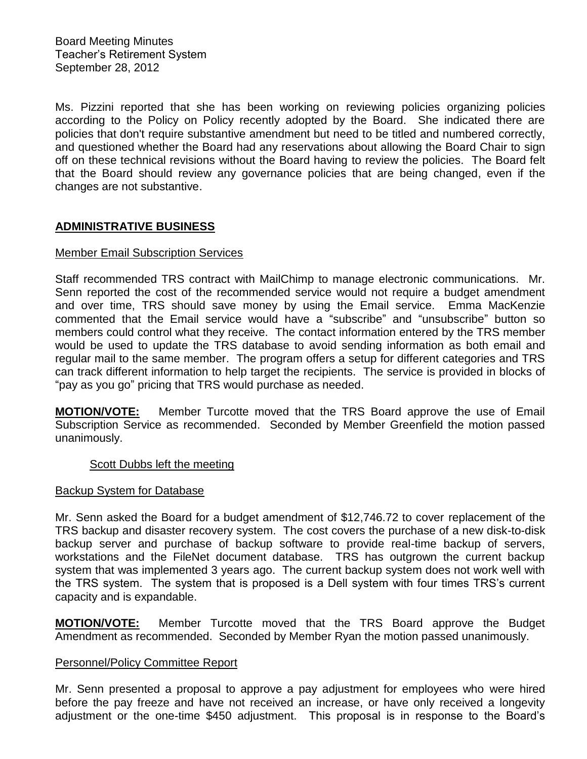Ms. Pizzini reported that she has been working on reviewing policies organizing policies according to the Policy on Policy recently adopted by the Board. She indicated there are policies that don't require substantive amendment but need to be titled and numbered correctly, and questioned whether the Board had any reservations about allowing the Board Chair to sign off on these technical revisions without the Board having to review the policies. The Board felt that the Board should review any governance policies that are being changed, even if the changes are not substantive.

## ADMINISTRATIVE BUSINESS

### Member Email Subscription Services

Staff recommended TRS contract with MailChimp to manage electronic communications. Mr. Senn reported the cost of the recommended service would not require a budget amendment and over time, TRS should save money by using the Email service. Emma MacKenzie commented that the Email service would have a "subscribe" and "unsubscribe" button so members could control what they receive. The contact information entered by the TRS member would be used to update the TRS database to avoid sending information as both email and regular mail to the same member. The program offers a setup for different categories and TRS can track different information to help target the recipients. The service is provided in blocks of "pay as you go" pricing that TRS would purchase as needed.

**MOTION/VOTE:** Member Turcotte moved that the TRS Board approve the use of Email Subscription Service as recommended. Seconded by Member Greenfield the motion passed unanimously.

Scott Dubbs left the meeting

### Backup System for Database

Mr. Senn asked the Board for a budget amendment of $12,746.72 to cover replacement of the TRS backup and disaster recovery system. The cost covers the purchase of a new disk-to-disk backup server and purchase of backup software to provide real-time backup of servers, workstations and the FileNet document database. TRS has outgrown the current backup system that was implemented 3 years ago. The current backup system does not work well with the TRS system. The system that is proposed is a Dell system with four times TRS's current capacity and is expandable.

**MOTION/VOTE:** Member Turcotte moved that the TRS Board approve the Budget Amendment as recommended. Seconded by Member Ryan the motion passed unanimously.

### Personnel/Policy Committee Report

Mr. Senn presented a proposal to approve a pay adjustment for employees who were hired before the pay freeze and have not received an increase, or have only received a longevity adjustment or the one-time $450 adjustment. This proposal is in response to the Board's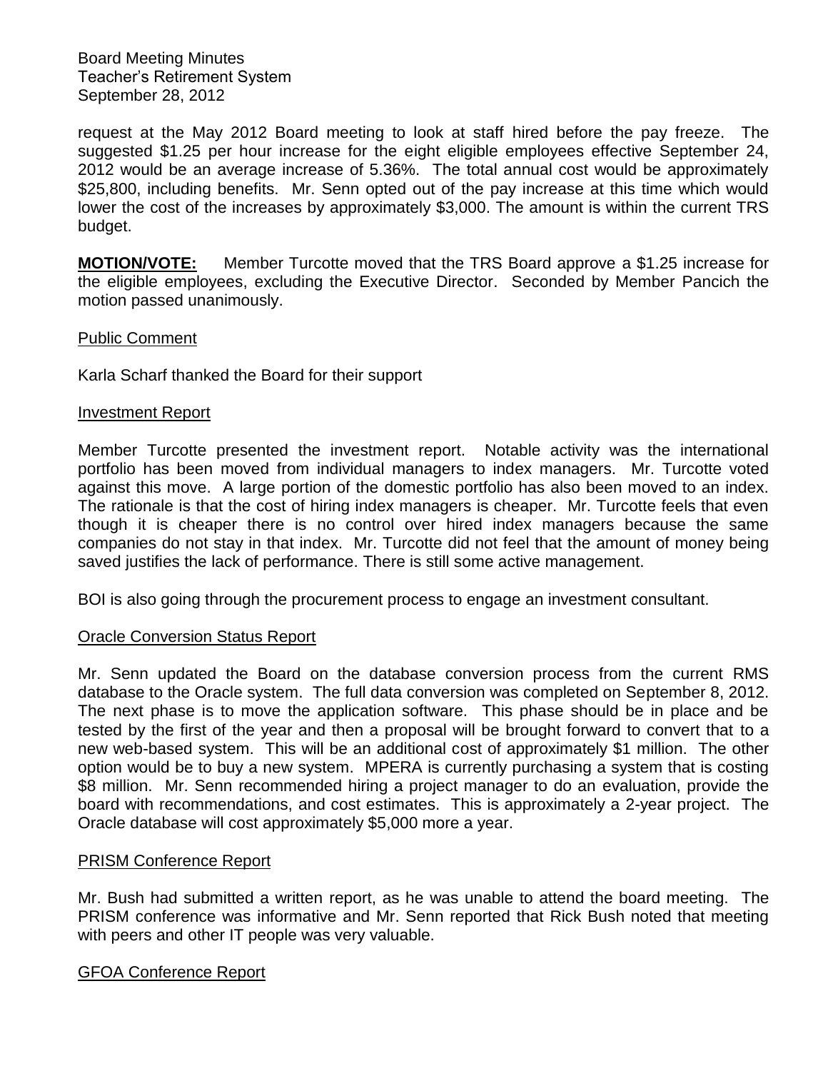request at the May 2012 Board meeting to look at staff hired before the pay freeze. The suggested $1.25 per hour increase for the eight eligible employees effective September 24, 2012 would be an average increase of 5.36%. The total annual cost would be approximately $25,800, including benefits. Mr. Senn opted out of the pay increase at this time which would lower the cost of the increases by approximately $3,000. The amount is within the current TRS budget.

**MOTION/VOTE:** Member Turcotte moved that the TRS Board approve a $1.25 increase for the eligible employees, excluding the Executive Director. Seconded by Member Pancich the motion passed unanimously.

Public Comment

Karla Scharf thanked the Board for their support

Investment Report

Member Turcotte presented the investment report. Notable activity was the international portfolio has been moved from individual managers to index managers. Mr. Turcotte voted against this move. A large portion of the domestic portfolio has also been moved to an index. The rationale is that the cost of hiring index managers is cheaper. Mr. Turcotte feels that even though it is cheaper there is no control over hired index managers because the same companies do not stay in that index. Mr. Turcotte did not feel that the amount of money being saved justifies the lack of performance. There is still some active management.

BOI is also going through the procurement process to engage an investment consultant.

Oracle Conversion Status Report

Mr. Senn updated the Board on the database conversion process from the current RMS database to the Oracle system. The full data conversion was completed on September 8, 2012. The next phase is to move the application software. This phase should be in place and be tested by the first of the year and then a proposal will be brought forward to convert that to a new web-based system. This will be an additional cost of approximately $1 million. The other option would be to buy a new system. MPERA is currently purchasing a system that is costing $8 million. Mr. Senn recommended hiring a project manager to do an evaluation, provide the board with recommendations, and cost estimates. This is approximately a 2-year project. The Oracle database will cost approximately $5,000 more a year.

PRISM Conference Report

Mr. Bush had submitted a written report, as he was unable to attend the board meeting. The PRISM conference was informative and Mr. Senn reported that Rick Bush noted that meeting with peers and other IT people was very valuable.

GFOA Conference Report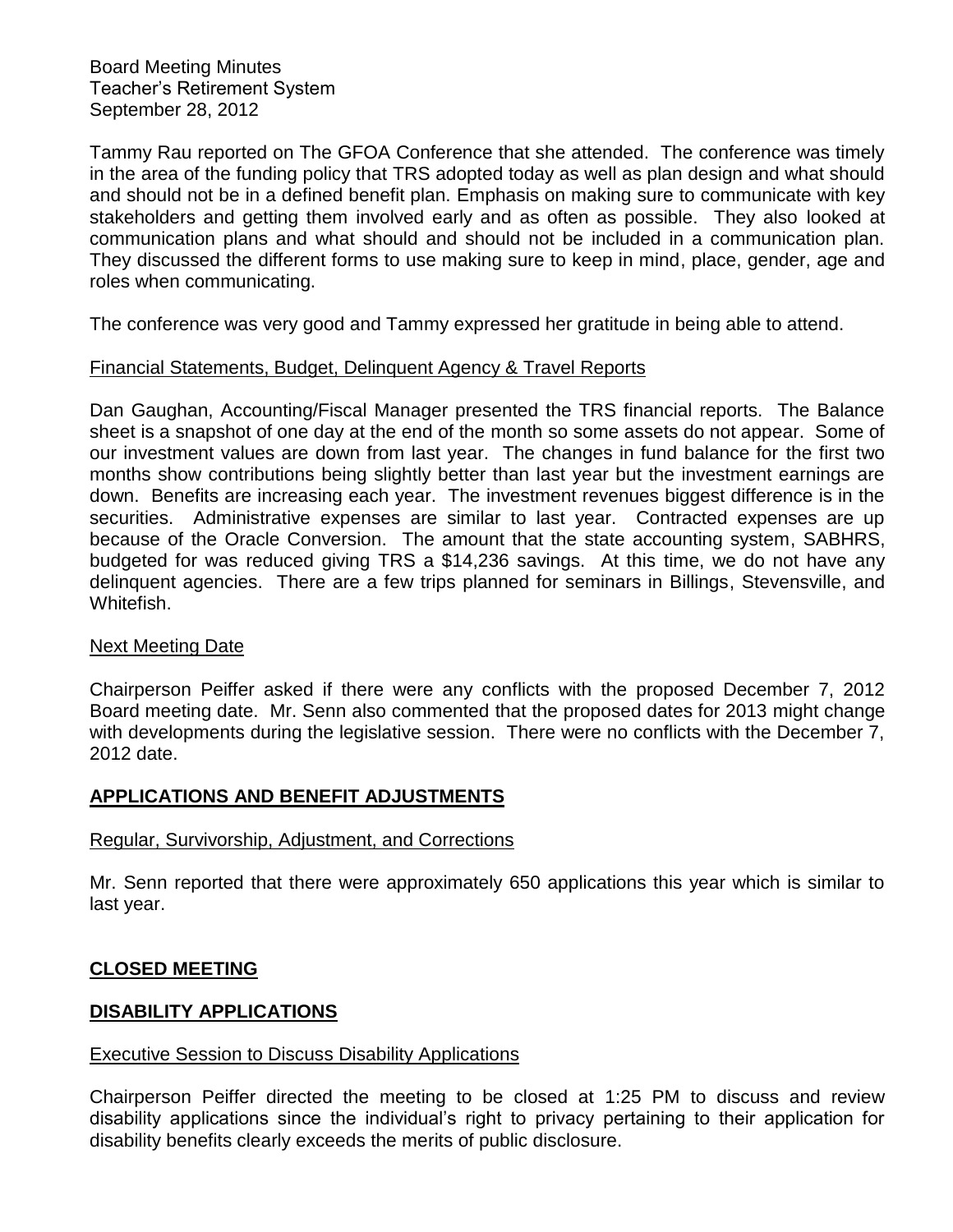Tammy Rau reported on The GFOA Conference that she attended. The conference was timely in the area of the funding policy that TRS adopted today as well as plan design and what should and should not be in a defined benefit plan. Emphasis on making sure to communicate with key stakeholders and getting them involved early and as often as possible. They also looked at communication plans and what should and should not be included in a communication plan. They discussed the different forms to use making sure to keep in mind, place, gender, age and roles when communicating.

The conference was very good and Tammy expressed her gratitude in being able to attend.

Financial Statements, Budget, Delinquent Agency & Travel Reports

Dan Gaughan, Accounting/Fiscal Manager presented the TRS financial reports. The Balance sheet is a snapshot of one day at the end of the month so some assets do not appear. Some of our investment values are down from last year. The changes in fund balance for the first two months show contributions being slightly better than last year but the investment earnings are down. Benefits are increasing each year. The investment revenues biggest difference is in the securities. Administrative expenses are similar to last year. Contracted expenses are up because of the Oracle Conversion. The amount that the state accounting system, SABHRS, budgeted for was reduced giving TRS a $14,236 savings. At this time, we do not have any delinquent agencies. There are a few trips planned for seminars in Billings, Stevensville, and Whitefish.

Next Meeting Date

Chairperson Peiffer asked if there were any conflicts with the proposed December 7, 2012 Board meeting date. Mr. Senn also commented that the proposed dates for 2013 might change with developments during the legislative session. There were no conflicts with the December 7, 2012 date.

## APPLICATIONS AND BENEFIT ADJUSTMENTS

Regular, Survivorship, Adjustment, and Corrections

Mr. Senn reported that there were approximately 650 applications this year which is similar to last year.

## CLOSED MEETING

## DISABILITY APPLICATIONS

Executive Session to Discuss Disability Applications

Chairperson Peiffer directed the meeting to be closed at 1:25 PM to discuss and review disability applications since the individual's right to privacy pertaining to their application for disability benefits clearly exceeds the merits of public disclosure.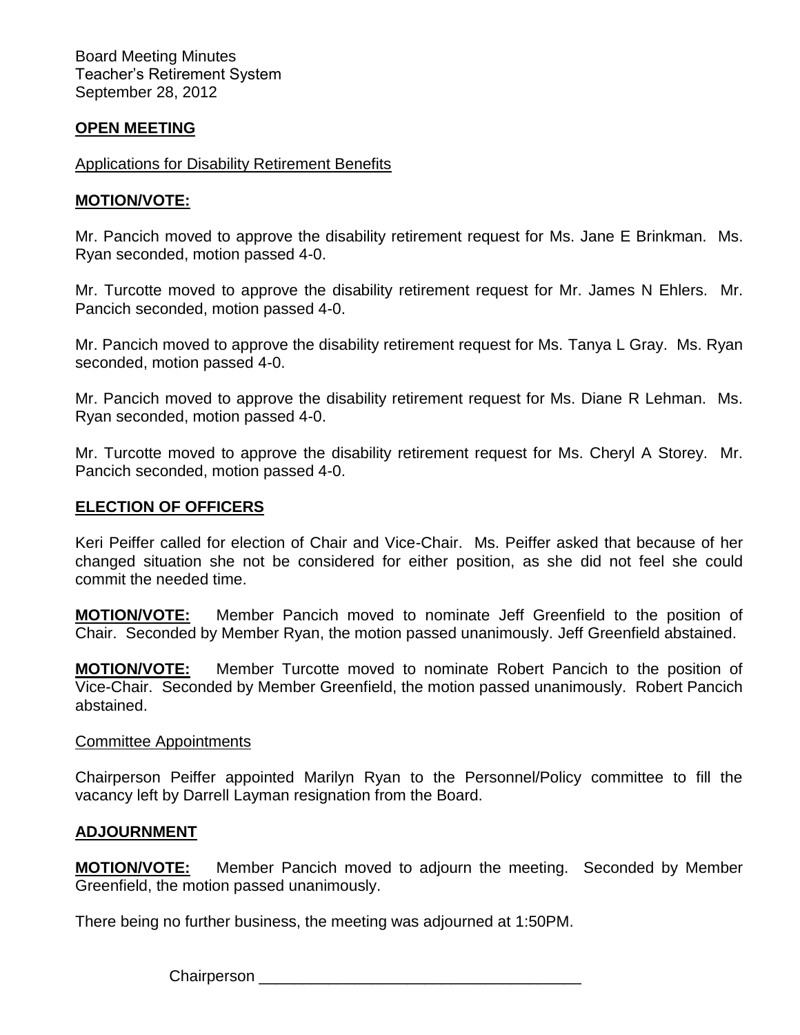Board Meeting Minutes
Teacher's Retirement System
September 28, 2012

## **OPEN MEETING**

Applications for Disability Retirement Benefits

**MOTION/VOTE:**

Mr. Pancich moved to approve the disability retirement request for Ms. Jane E Brinkman. Ms. Ryan seconded, motion passed 4-0.

Mr. Turcotte moved to approve the disability retirement request for Mr. James N Ehlers. Mr. Pancich seconded, motion passed 4-0.

Mr. Pancich moved to approve the disability retirement request for Ms. Tanya L Gray. Ms. Ryan seconded, motion passed 4-0.

Mr. Pancich moved to approve the disability retirement request for Ms. Diane R Lehman. Ms. Ryan seconded, motion passed 4-0.

Mr. Turcotte moved to approve the disability retirement request for Ms. Cheryl A Storey. Mr. Pancich seconded, motion passed 4-0.

## **ELECTION OF OFFICERS**

Keri Peiffer called for election of Chair and Vice-Chair. Ms. Peiffer asked that because of her changed situation she not be considered for either position, as she did not feel she could commit the needed time.

**MOTION/VOTE:** Member Pancich moved to nominate Jeff Greenfield to the position of Chair. Seconded by Member Ryan, the motion passed unanimously. Jeff Greenfield abstained.

**MOTION/VOTE:** Member Turcotte moved to nominate Robert Pancich to the position of Vice-Chair. Seconded by Member Greenfield, the motion passed unanimously. Robert Pancich abstained.

Committee Appointments

Chairperson Peiffer appointed Marilyn Ryan to the Personnel/Policy committee to fill the vacancy left by Darrell Layman resignation from the Board.

## **ADJOURNMENT**

**MOTION/VOTE:** Member Pancich moved to adjourn the meeting. Seconded by Member Greenfield, the motion passed unanimously.

There being no further business, the meeting was adjourned at 1:50PM.

Chairperson ______________________________________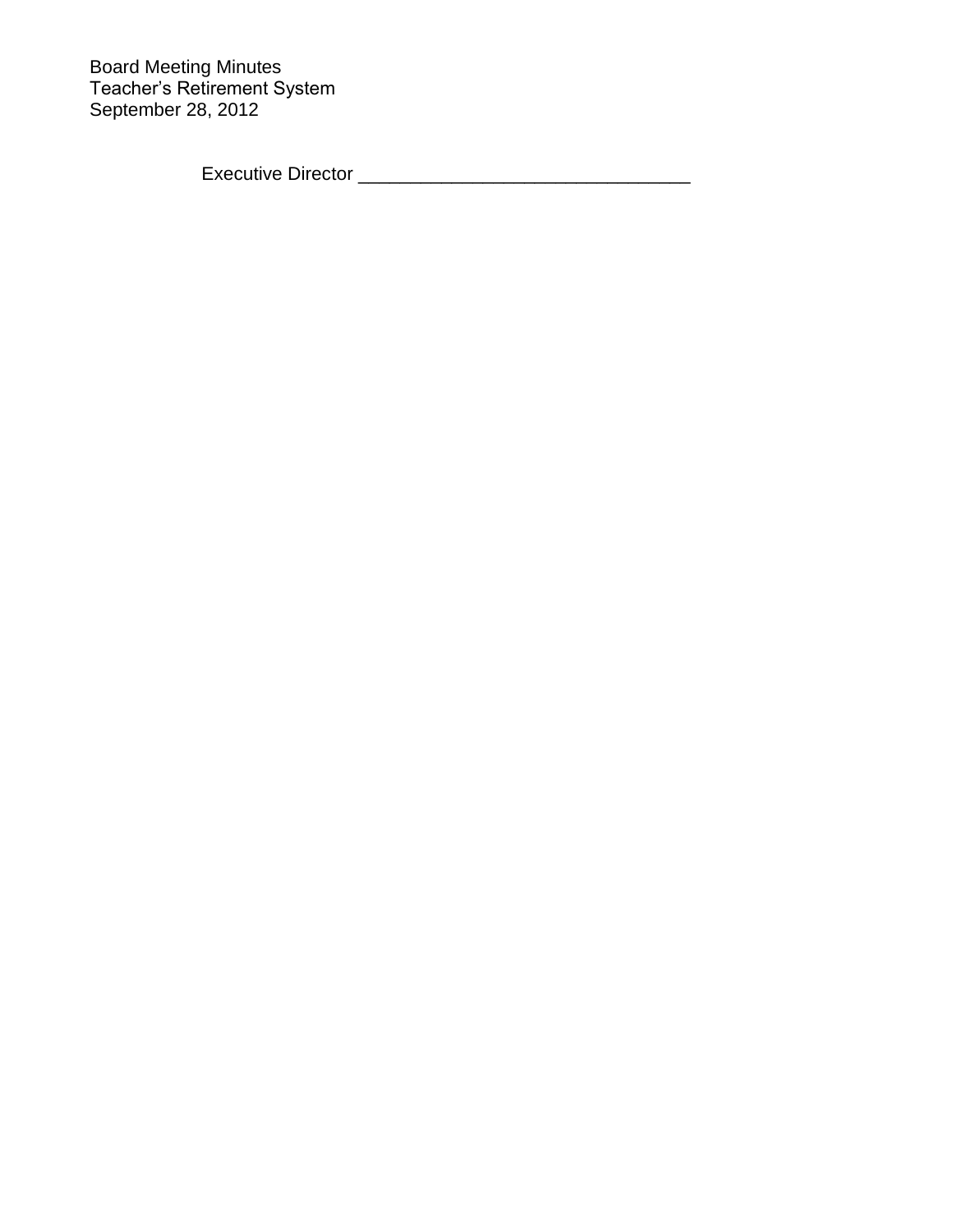Executive Director ________________________________